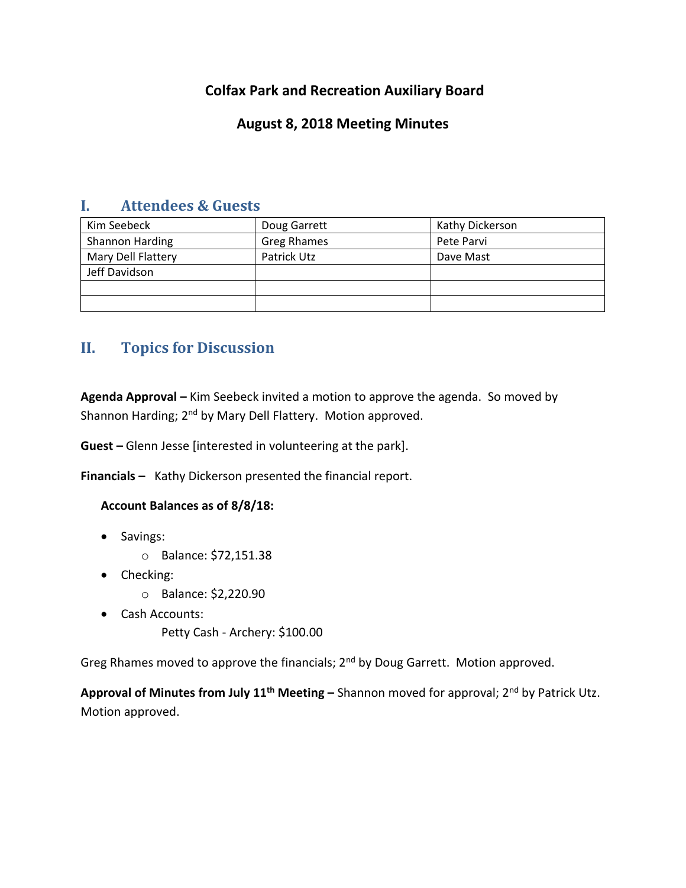# Colfax Park and Recreation Auxiliary Board

## August 8, 2018 Meeting Minutes

## I. Attendees & Guests

| Kim Seebeck | Doug Garrett | Kathy Dickerson |
|---|---|---|
| Shannon Harding | Greg Rhames | Pete Parvi |
| Mary Dell Flattery | Patrick Utz | Dave Mast |
| Jeff Davidson | | |
| | | |
| | | |

## II. Topics for Discussion

**Agenda Approval –** Kim Seebeck invited a motion to approve the agenda. So moved by Shannon Harding; 2nd by Mary Dell Flattery. Motion approved.

**Guest –** Glenn Jesse [interested in volunteering at the park].

**Financials –** Kathy Dickerson presented the financial report.

**Account Balances as of 8/8/18:**

- Savings:
  - Balance: $72,151.38
- Checking:
  - Balance: $2,220.90
- Cash Accounts:
  - Petty Cash - Archery: $100.00

Greg Rhames moved to approve the financials; 2nd by Doug Garrett. Motion approved.

**Approval of Minutes from July 11th Meeting –** Shannon moved for approval; 2nd by Patrick Utz. Motion approved.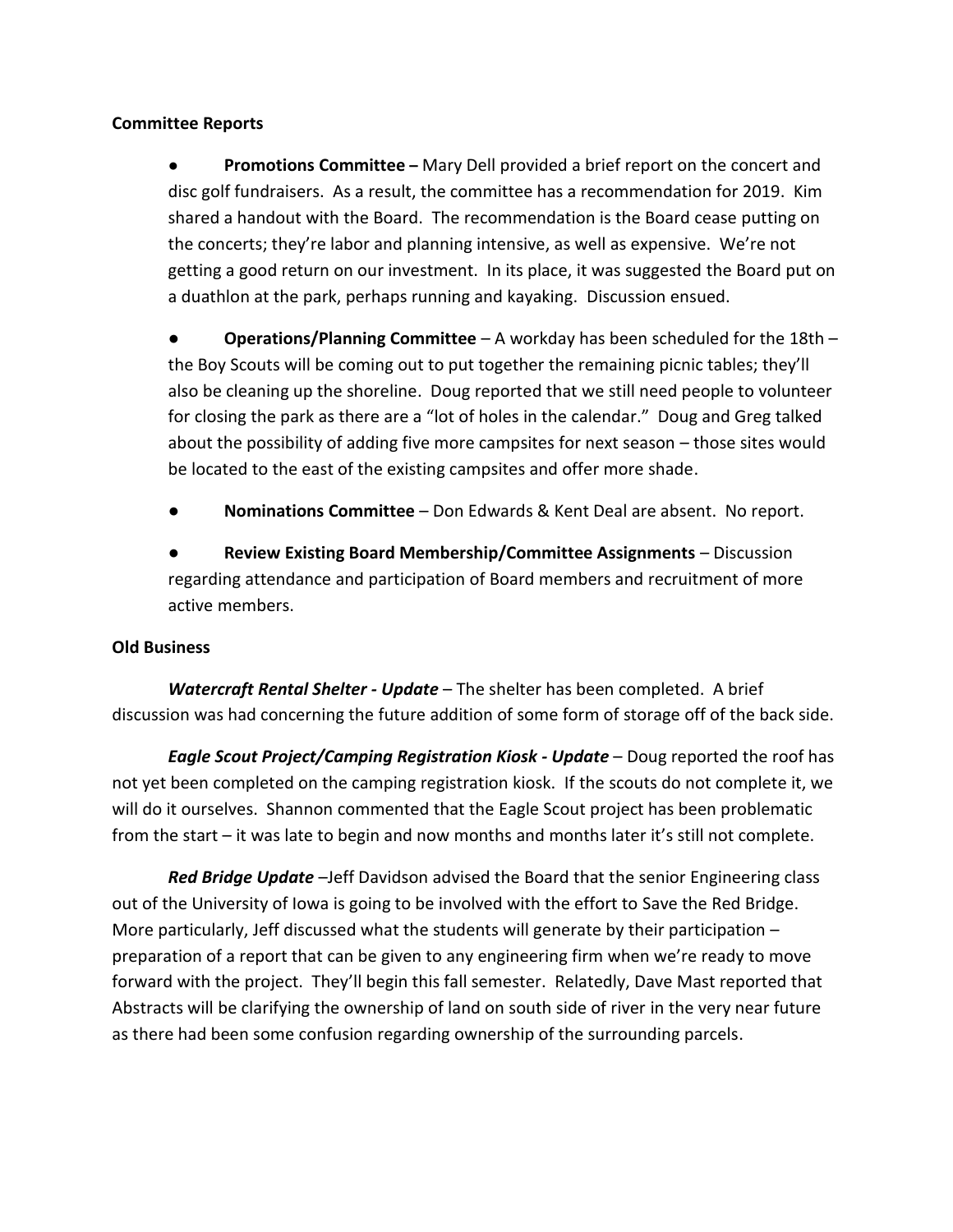**Committee Reports**

- **Promotions Committee –** Mary Dell provided a brief report on the concert and disc golf fundraisers. As a result, the committee has a recommendation for 2019. Kim shared a handout with the Board. The recommendation is the Board cease putting on the concerts; they're labor and planning intensive, as well as expensive. We're not getting a good return on our investment. In its place, it was suggested the Board put on a duathlon at the park, perhaps running and kayaking. Discussion ensued.

- **Operations/Planning Committee** – A workday has been scheduled for the 18th – the Boy Scouts will be coming out to put together the remaining picnic tables; they'll also be cleaning up the shoreline. Doug reported that we still need people to volunteer for closing the park as there are a "lot of holes in the calendar." Doug and Greg talked about the possibility of adding five more campsites for next season – those sites would be located to the east of the existing campsites and offer more shade.

- **Nominations Committee** – Don Edwards & Kent Deal are absent. No report.

- **Review Existing Board Membership/Committee Assignments** – Discussion regarding attendance and participation of Board members and recruitment of more active members.

**Old Business**

***Watercraft Rental Shelter - Update*** – The shelter has been completed. A brief discussion was had concerning the future addition of some form of storage off of the back side.

***Eagle Scout Project/Camping Registration Kiosk - Update*** – Doug reported the roof has not yet been completed on the camping registration kiosk. If the scouts do not complete it, we will do it ourselves. Shannon commented that the Eagle Scout project has been problematic from the start – it was late to begin and now months and months later it's still not complete.

***Red Bridge Update*** –Jeff Davidson advised the Board that the senior Engineering class out of the University of Iowa is going to be involved with the effort to Save the Red Bridge. More particularly, Jeff discussed what the students will generate by their participation – preparation of a report that can be given to any engineering firm when we're ready to move forward with the project. They'll begin this fall semester. Relatedly, Dave Mast reported that Abstracts will be clarifying the ownership of land on south side of river in the very near future as there had been some confusion regarding ownership of the surrounding parcels.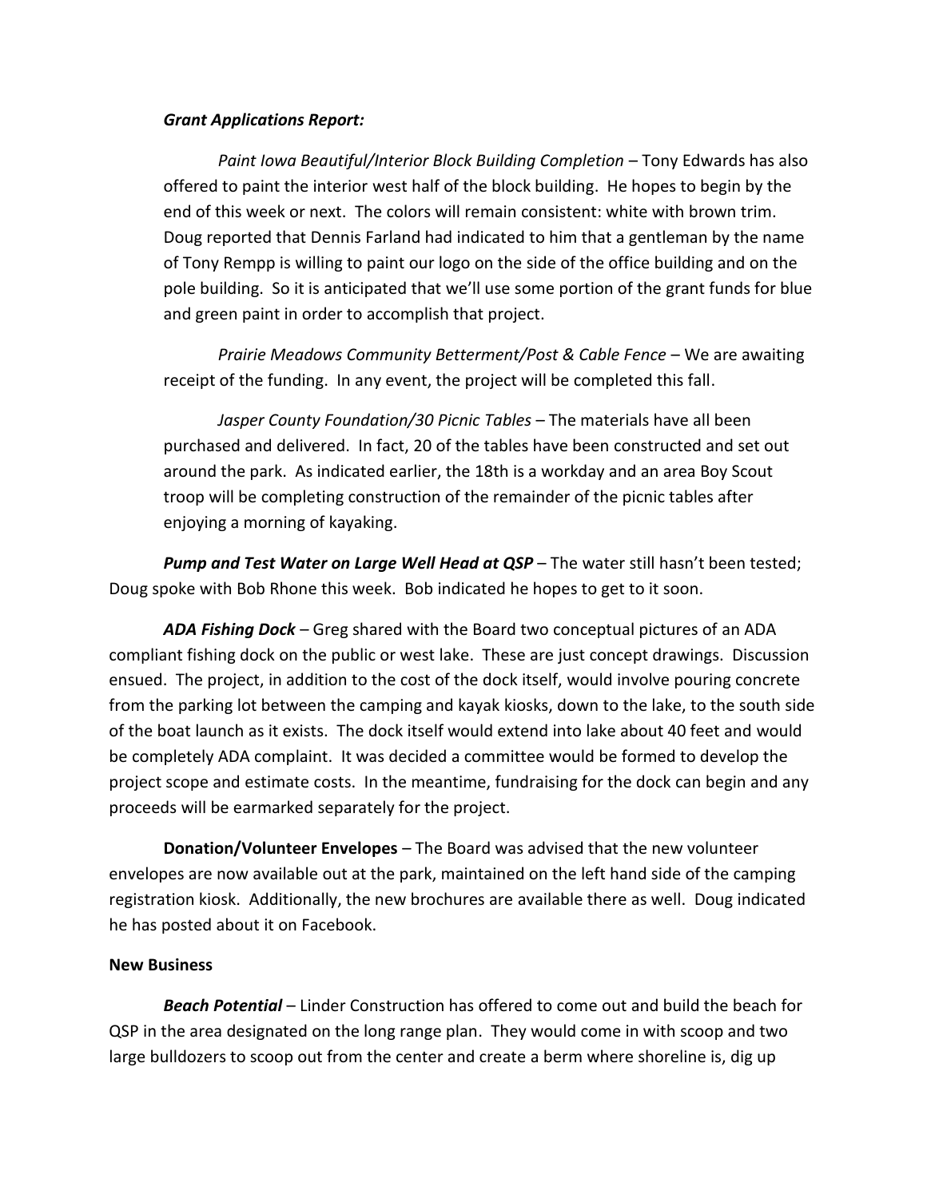***Grant Applications Report:***

*Paint Iowa Beautiful/Interior Block Building Completion* – Tony Edwards has also offered to paint the interior west half of the block building. He hopes to begin by the end of this week or next. The colors will remain consistent: white with brown trim. Doug reported that Dennis Farland had indicated to him that a gentleman by the name of Tony Rempp is willing to paint our logo on the side of the office building and on the pole building. So it is anticipated that we'll use some portion of the grant funds for blue and green paint in order to accomplish that project.

*Prairie Meadows Community Betterment/Post & Cable Fence* – We are awaiting receipt of the funding. In any event, the project will be completed this fall.

*Jasper County Foundation/30 Picnic Tables* – The materials have all been purchased and delivered. In fact, 20 of the tables have been constructed and set out around the park. As indicated earlier, the 18th is a workday and an area Boy Scout troop will be completing construction of the remainder of the picnic tables after enjoying a morning of kayaking.

***Pump and Test Water on Large Well Head at QSP*** – The water still hasn't been tested; Doug spoke with Bob Rhone this week. Bob indicated he hopes to get to it soon.

***ADA Fishing Dock*** – Greg shared with the Board two conceptual pictures of an ADA compliant fishing dock on the public or west lake. These are just concept drawings. Discussion ensued. The project, in addition to the cost of the dock itself, would involve pouring concrete from the parking lot between the camping and kayak kiosks, down to the lake, to the south side of the boat launch as it exists. The dock itself would extend into lake about 40 feet and would be completely ADA complaint. It was decided a committee would be formed to develop the project scope and estimate costs. In the meantime, fundraising for the dock can begin and any proceeds will be earmarked separately for the project.

**Donation/Volunteer Envelopes** – The Board was advised that the new volunteer envelopes are now available out at the park, maintained on the left hand side of the camping registration kiosk. Additionally, the new brochures are available there as well. Doug indicated he has posted about it on Facebook.

**New Business**

***Beach Potential*** – Linder Construction has offered to come out and build the beach for QSP in the area designated on the long range plan. They would come in with scoop and two large bulldozers to scoop out from the center and create a berm where shoreline is, dig up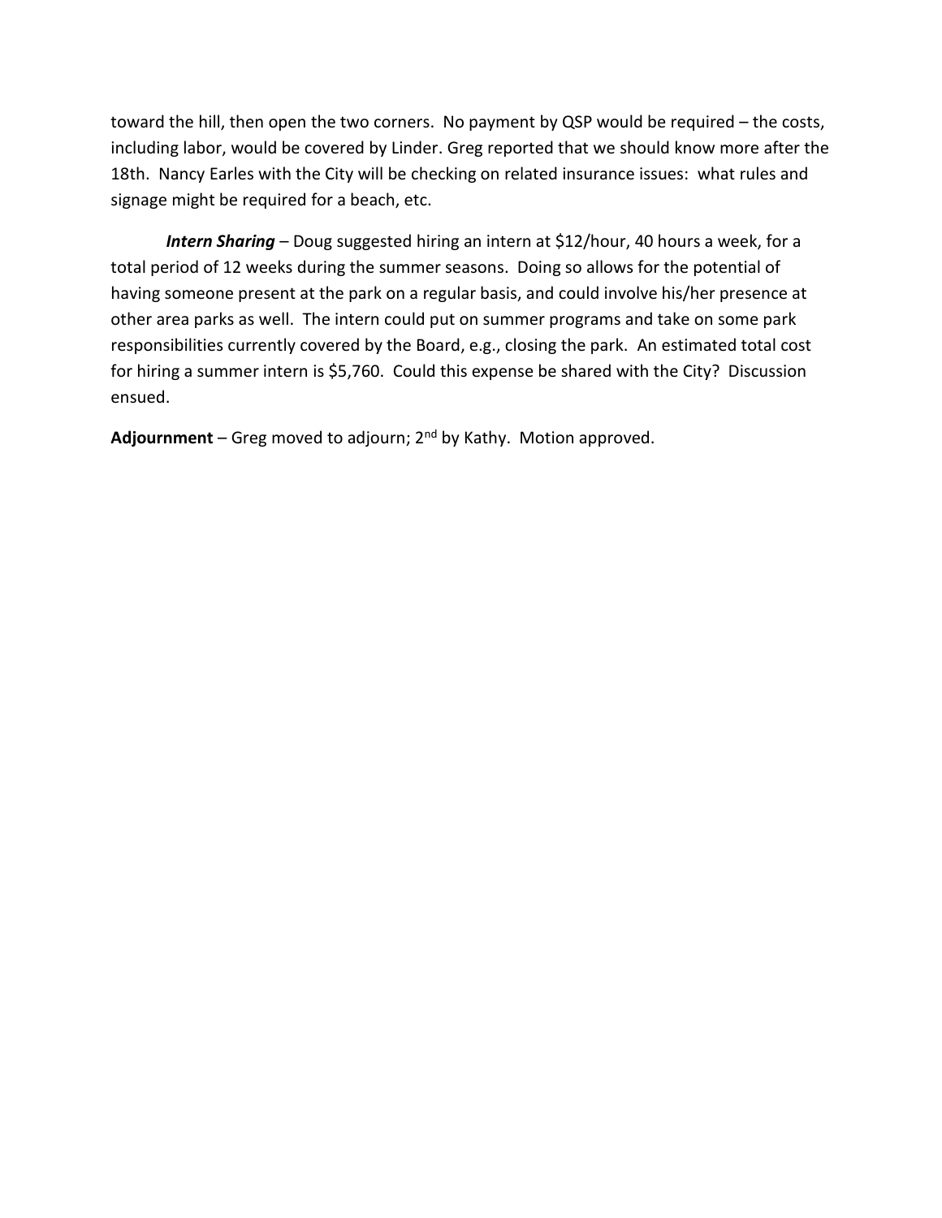toward the hill, then open the two corners. No payment by QSP would be required – the costs, including labor, would be covered by Linder. Greg reported that we should know more after the 18th. Nancy Earles with the City will be checking on related insurance issues: what rules and signage might be required for a beach, etc.

***Intern Sharing*** – Doug suggested hiring an intern at $12/hour, 40 hours a week, for a total period of 12 weeks during the summer seasons. Doing so allows for the potential of having someone present at the park on a regular basis, and could involve his/her presence at other area parks as well. The intern could put on summer programs and take on some park responsibilities currently covered by the Board, e.g., closing the park. An estimated total cost for hiring a summer intern is $5,760. Could this expense be shared with the City? Discussion ensued.

**Adjournment** – Greg moved to adjourn; 2nd by Kathy. Motion approved.